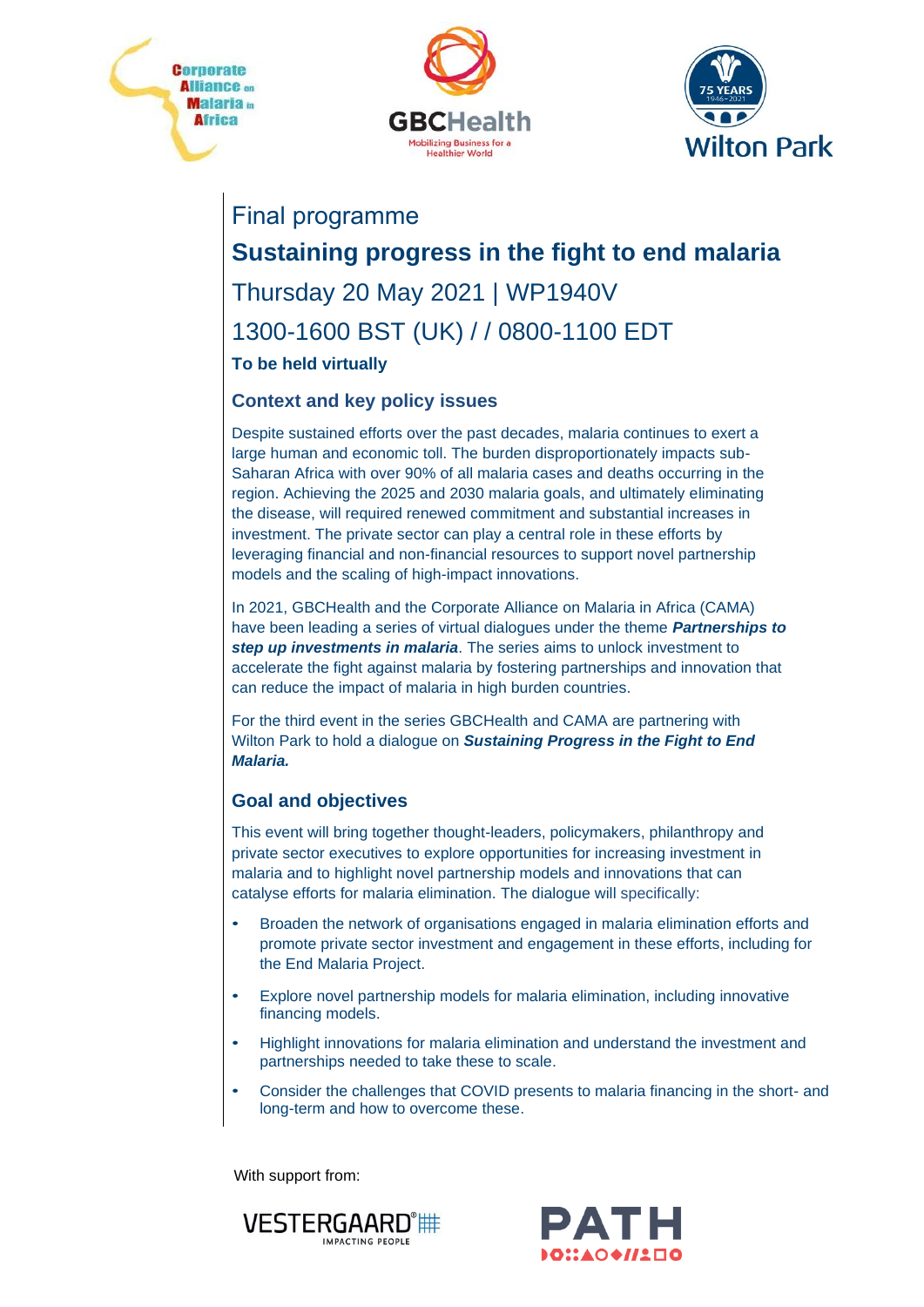Final programme

# Sustaining progress in the fight to end malaria

Thursday 20 May 2021 | WP1940V

1300-1600 BST (UK) / / 0800-1100 EDT

**To be held virtually**

## Context and key policy issues

Despite sustained efforts over the past decades, malaria continues to exert a large human and economic toll. The burden disproportionately impacts sub-Saharan Africa with over 90% of all malaria cases and deaths occurring in the region. Achieving the 2025 and 2030 malaria goals, and ultimately eliminating the disease, will required renewed commitment and substantial increases in investment. The private sector can play a central role in these efforts by leveraging financial and non-financial resources to support novel partnership models and the scaling of high-impact innovations.

In 2021, GBCHealth and the Corporate Alliance on Malaria in Africa (CAMA) have been leading a series of virtual dialogues under the theme ***Partnerships to step up investments in malaria***. The series aims to unlock investment to accelerate the fight against malaria by fostering partnerships and innovation that can reduce the impact of malaria in high burden countries.

For the third event in the series GBCHealth and CAMA are partnering with Wilton Park to hold a dialogue on ***Sustaining Progress in the Fight to End Malaria.***

## Goal and objectives

This event will bring together thought-leaders, policymakers, philanthropy and private sector executives to explore opportunities for increasing investment in malaria and to highlight novel partnership models and innovations that can catalyse efforts for malaria elimination. The dialogue will specifically:

- Broaden the network of organisations engaged in malaria elimination efforts and promote private sector investment and engagement in these efforts, including for the End Malaria Project.
- Explore novel partnership models for malaria elimination, including innovative financing models.
- Highlight innovations for malaria elimination and understand the investment and partnerships needed to take these to scale.
- Consider the challenges that COVID presents to malaria financing in the short- and long-term and how to overcome these.

With support from: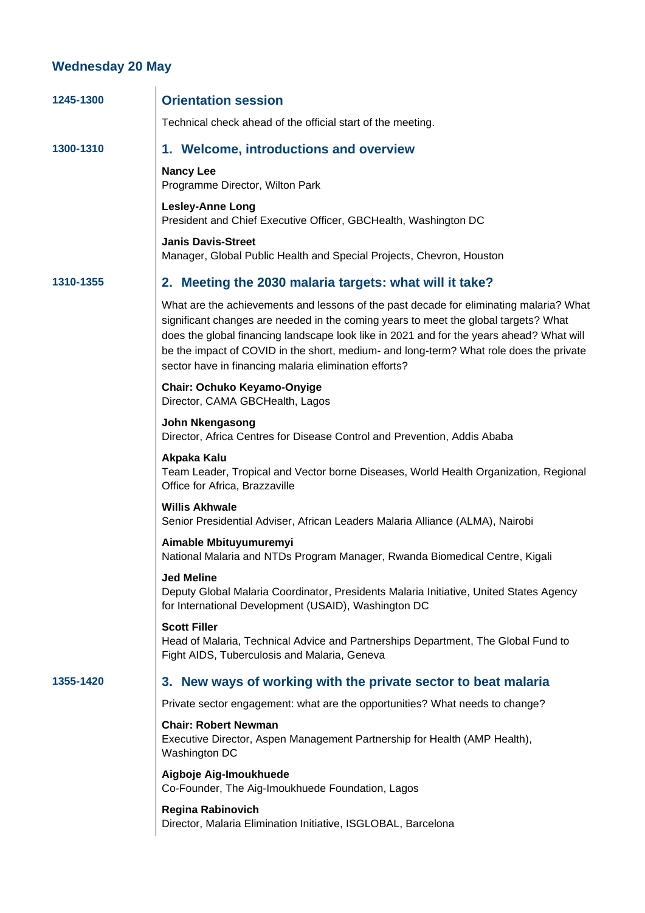## Wednesday 20 May

**1245-1300**

### Orientation session

Technical check ahead of the official start of the meeting.

**1300-1310**

### 1. Welcome, introductions and overview

**Nancy Lee**
Programme Director, Wilton Park

**Lesley-Anne Long**
President and Chief Executive Officer, GBCHealth, Washington DC

**Janis Davis-Street**
Manager, Global Public Health and Special Projects, Chevron, Houston

**1310-1355**

### 2. Meeting the 2030 malaria targets: what will it take?

What are the achievements and lessons of the past decade for eliminating malaria? What significant changes are needed in the coming years to meet the global targets? What does the global financing landscape look like in 2021 and for the years ahead? What will be the impact of COVID in the short, medium- and long-term? What role does the private sector have in financing malaria elimination efforts?

**Chair: Ochuko Keyamo-Onyige**
Director, CAMA GBCHealth, Lagos

**John Nkengasong**
Director, Africa Centres for Disease Control and Prevention, Addis Ababa

**Akpaka Kalu**
Team Leader, Tropical and Vector borne Diseases, World Health Organization, Regional Office for Africa, Brazzaville

**Willis Akhwale**
Senior Presidential Adviser, African Leaders Malaria Alliance (ALMA), Nairobi

**Aimable Mbituyumuremyi**
National Malaria and NTDs Program Manager, Rwanda Biomedical Centre, Kigali

**Jed Meline**
Deputy Global Malaria Coordinator, Presidents Malaria Initiative, United States Agency for International Development (USAID), Washington DC

**Scott Filler**
Head of Malaria, Technical Advice and Partnerships Department, The Global Fund to Fight AIDS, Tuberculosis and Malaria, Geneva

**1355-1420**

### 3. New ways of working with the private sector to beat malaria

Private sector engagement: what are the opportunities? What needs to change?

**Chair: Robert Newman**
Executive Director, Aspen Management Partnership for Health (AMP Health), Washington DC

**Aigboje Aig-Imoukhuede**
Co-Founder, The Aig-Imoukhuede Foundation, Lagos

**Regina Rabinovich**
Director, Malaria Elimination Initiative, ISGLOBAL, Barcelona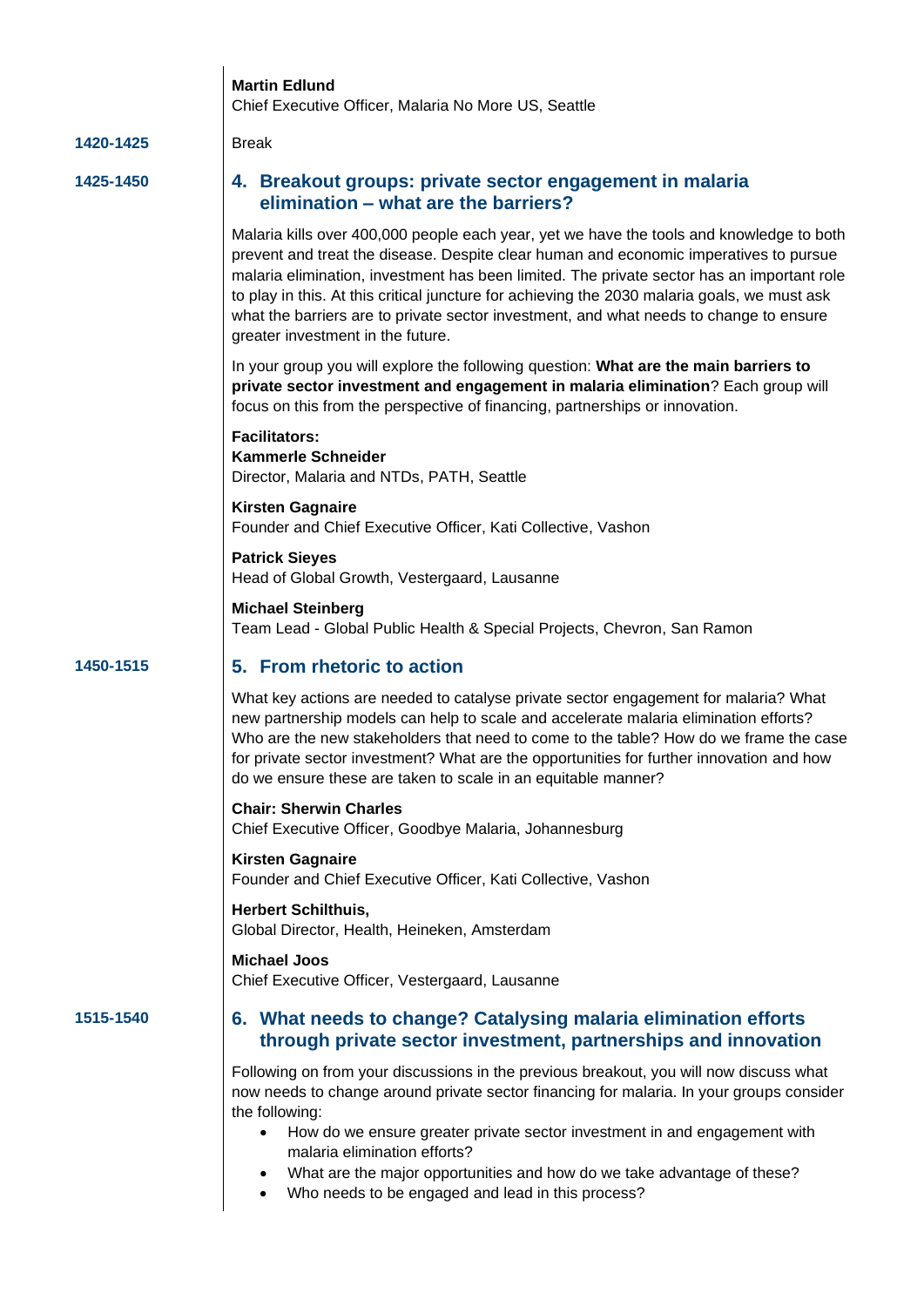**Martin Edlund**
Chief Executive Officer, Malaria No More US, Seattle

**1420-1425** Break

**1425-1450**

## 4. Breakout groups: private sector engagement in malaria elimination – what are the barriers?

Malaria kills over 400,000 people each year, yet we have the tools and knowledge to both prevent and treat the disease. Despite clear human and economic imperatives to pursue malaria elimination, investment has been limited. The private sector has an important role to play in this. At this critical juncture for achieving the 2030 malaria goals, we must ask what the barriers are to private sector investment, and what needs to change to ensure greater investment in the future.

In your group you will explore the following question: **What are the main barriers to private sector investment and engagement in malaria elimination**? Each group will focus on this from the perspective of financing, partnerships or innovation.

**Facilitators:**
**Kammerle Schneider**
Director, Malaria and NTDs, PATH, Seattle

**Kirsten Gagnaire**
Founder and Chief Executive Officer, Kati Collective, Vashon

**Patrick Sieyes**
Head of Global Growth, Vestergaard, Lausanne

**Michael Steinberg**
Team Lead - Global Public Health & Special Projects, Chevron, San Ramon

**1450-1515**

## 5. From rhetoric to action

What key actions are needed to catalyse private sector engagement for malaria? What new partnership models can help to scale and accelerate malaria elimination efforts? Who are the new stakeholders that need to come to the table? How do we frame the case for private sector investment? What are the opportunities for further innovation and how do we ensure these are taken to scale in an equitable manner?

**Chair: Sherwin Charles**
Chief Executive Officer, Goodbye Malaria, Johannesburg

**Kirsten Gagnaire**
Founder and Chief Executive Officer, Kati Collective, Vashon

**Herbert Schilthuis,**
Global Director, Health, Heineken, Amsterdam

**Michael Joos**
Chief Executive Officer, Vestergaard, Lausanne

**1515-1540**

## 6. What needs to change? Catalysing malaria elimination efforts through private sector investment, partnerships and innovation

Following on from your discussions in the previous breakout, you will now discuss what now needs to change around private sector financing for malaria. In your groups consider the following:

- How do we ensure greater private sector investment in and engagement with malaria elimination efforts?
- What are the major opportunities and how do we take advantage of these?
- Who needs to be engaged and lead in this process?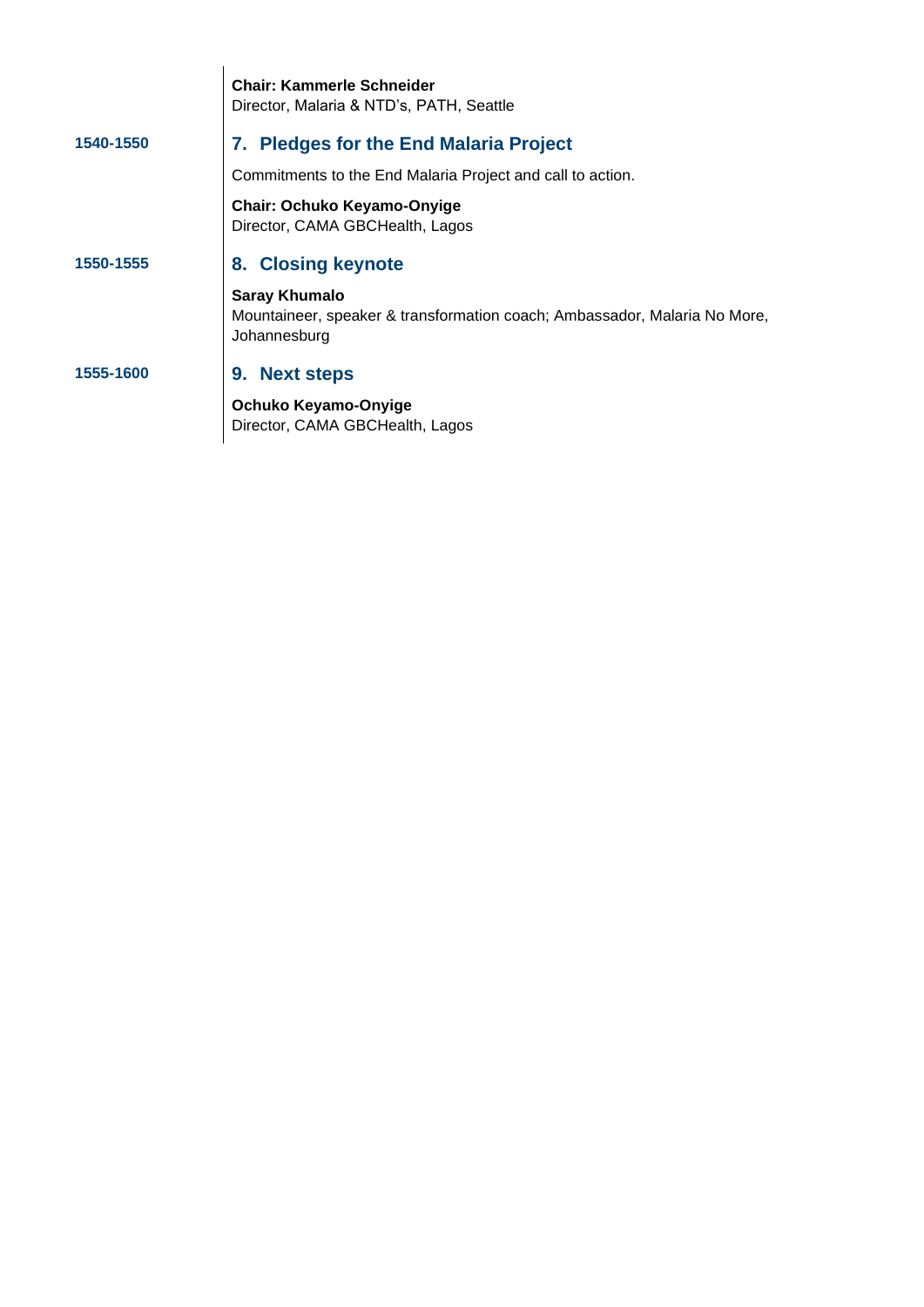**Chair: Kammerle Schneider**
Director, Malaria & NTD's, PATH, Seattle

**1540-1550**

## 7. Pledges for the End Malaria Project

Commitments to the End Malaria Project and call to action.

**Chair: Ochuko Keyamo-Onyige**
Director, CAMA GBCHealth, Lagos

**1550-1555**

## 8. Closing keynote

**Saray Khumalo**
Mountaineer, speaker & transformation coach; Ambassador, Malaria No More, Johannesburg

**1555-1600**

## 9. Next steps

**Ochuko Keyamo-Onyige**
Director, CAMA GBCHealth, Lagos